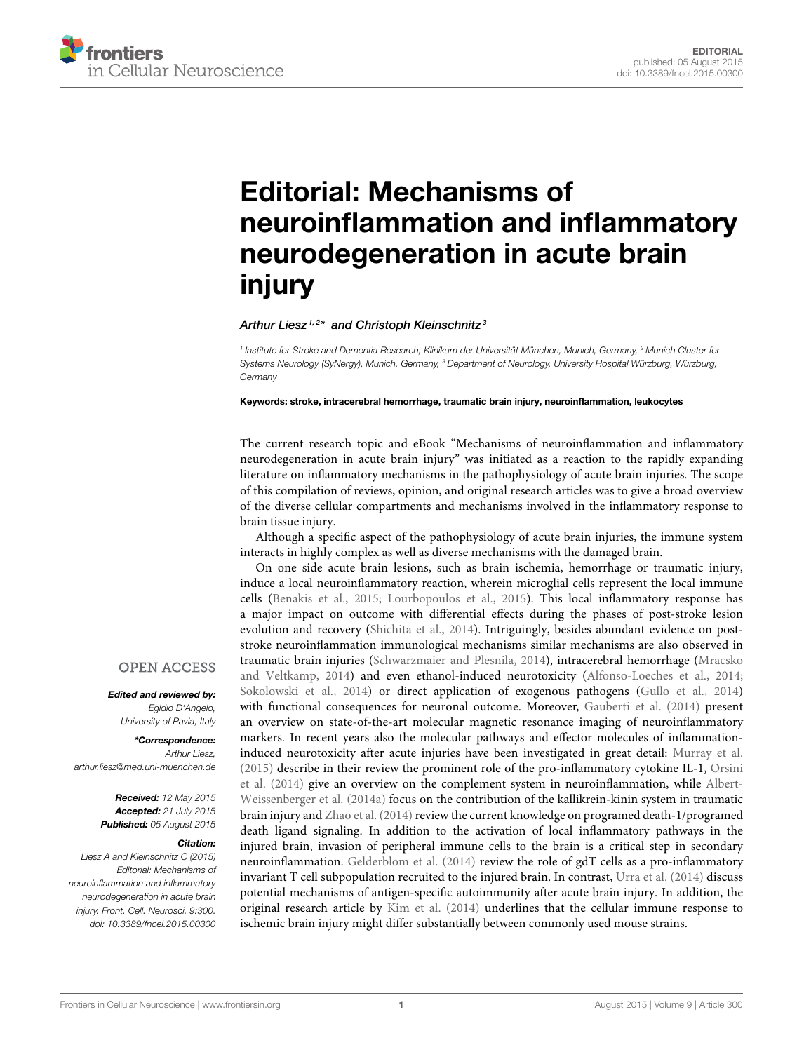# Editorial: Mechanisms of neuroinflammation and inflammatory neurodegeneration in acute brain injury

*Arthur Liesz[1,2]\* and Christoph Kleinschnitz[3]*

[1] Institute for Stroke and Dementia Research, Klinikum der Universität München, Munich, Germany, [2] Munich Cluster for Systems Neurology (SyNergy), Munich, Germany, [3] Department of Neurology, University Hospital Würzburg, Würzburg, Germany

**Keywords: stroke, intracerebral hemorrhage, traumatic brain injury, neuroinflammation, leukocytes**

OPEN ACCESS

***Edited and reviewed by:***
*Egidio D'Angelo, University of Pavia, Italy*

***\*Correspondence:***
*Arthur Liesz, arthur.liesz@med.uni-muenchen.de*

***Received:*** *12 May 2015*
***Accepted:*** *21 July 2015*
***Published:*** *05 August 2015*

***Citation:***
*Liesz A and Kleinschnitz C (2015) Editorial: Mechanisms of neuroinflammation and inflammatory neurodegeneration in acute brain injury. Front. Cell. Neurosci. 9:300. doi: 10.3389/fncel.2015.00300*

The current research topic and eBook "Mechanisms of neuroinflammation and inflammatory neurodegeneration in acute brain injury" was initiated as a reaction to the rapidly expanding literature on inflammatory mechanisms in the pathophysiology of acute brain injuries. The scope of this compilation of reviews, opinion, and original research articles was to give a broad overview of the diverse cellular compartments and mechanisms involved in the inflammatory response to brain tissue injury.

Although a specific aspect of the pathophysiology of acute brain injuries, the immune system interacts in highly complex as well as diverse mechanisms with the damaged brain.

On one side acute brain lesions, such as brain ischemia, hemorrhage or traumatic injury, induce a local neuroinflammatory reaction, wherein microglial cells represent the local immune cells (Benakis et al., 2015; Lourbopoulos et al., 2015). This local inflammatory response has a major impact on outcome with differential effects during the phases of post-stroke lesion evolution and recovery (Shichita et al., 2014). Intriguingly, besides abundant evidence on post-stroke neuroinflammation immunological mechanisms similar mechanisms are also observed in traumatic brain injuries (Schwarzmaier and Plesnila, 2014), intracerebral hemorrhage (Mracsko and Veltkamp, 2014) and even ethanol-induced neurotoxicity (Alfonso-Loeches et al., 2014; Sokolowski et al., 2014) or direct application of exogenous pathogens (Gullo et al., 2014) with functional consequences for neuronal outcome. Moreover, Gauberti et al. (2014) present an overview on state-of-the-art molecular magnetic resonance imaging of neuroinflammatory markers. In recent years also the molecular pathways and effector molecules of inflammation-induced neurotoxicity after acute injuries have been investigated in great detail: Murray et al. (2015) describe in their review the prominent role of the pro-inflammatory cytokine IL-1, Orsini et al. (2014) give an overview on the complement system in neuroinflammation, while Albert-Weissenberger et al. (2014a) focus on the contribution of the kallikrein-kinin system in traumatic brain injury and Zhao et al. (2014) review the current knowledge on programed death-1/programed death ligand signaling. In addition to the activation of local inflammatory pathways in the injured brain, invasion of peripheral immune cells to the brain is a critical step in secondary neuroinflammation. Gelderblom et al. (2014) review the role of gdT cells as a pro-inflammatory invariant T cell subpopulation recruited to the injured brain. In contrast, Urra et al. (2014) discuss potential mechanisms of antigen-specific autoimmunity after acute brain injury. In addition, the original research article by Kim et al. (2014) underlines that the cellular immune response to ischemic brain injury might differ substantially between commonly used mouse strains.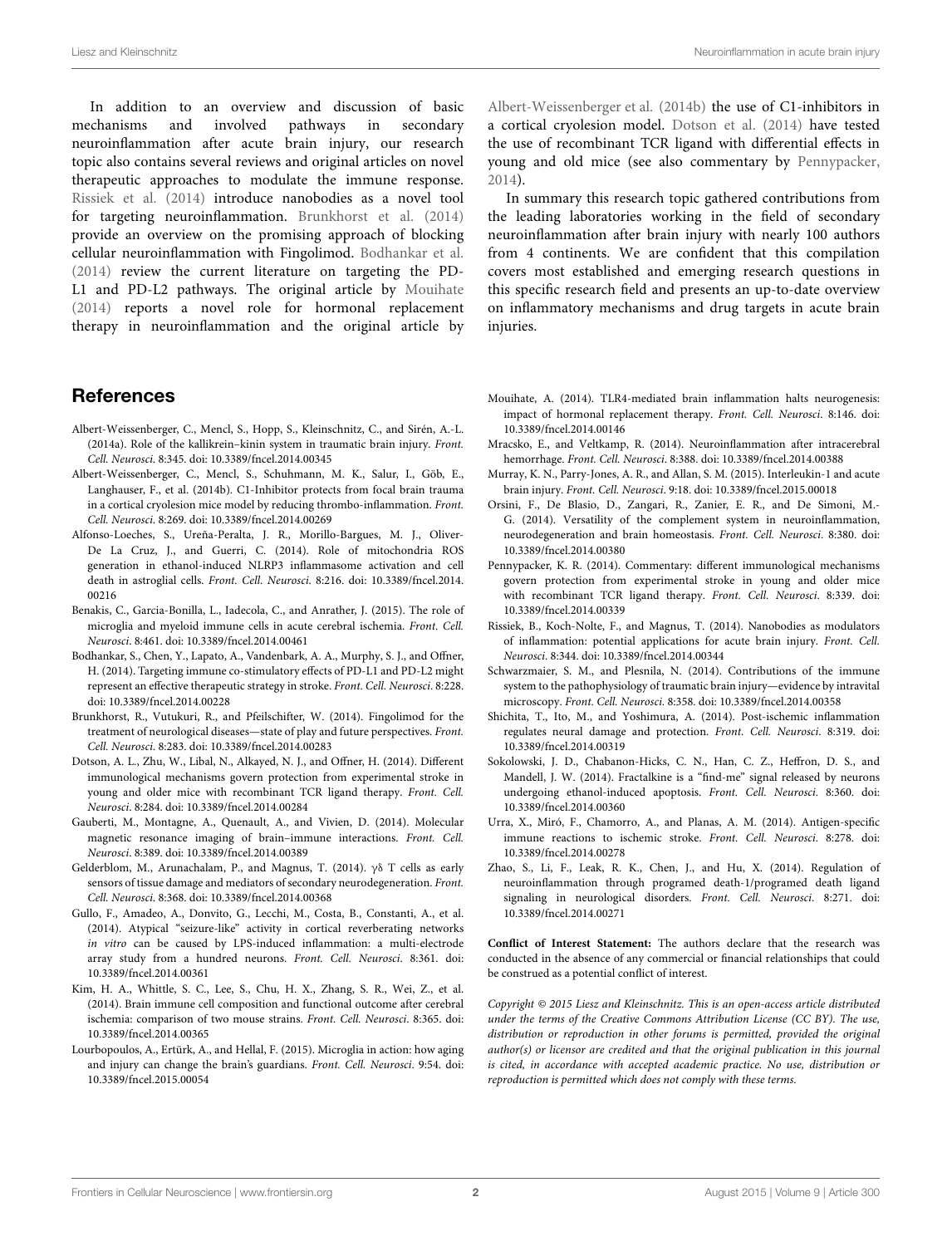In addition to an overview and discussion of basic mechanisms and involved pathways in secondary neuroinflammation after acute brain injury, our research topic also contains several reviews and original articles on novel therapeutic approaches to modulate the immune response. Rissiek et al. (2014) introduce nanobodies as a novel tool for targeting neuroinflammation. Brunkhorst et al. (2014) provide an overview on the promising approach of blocking cellular neuroinflammation with Fingolimod. Bodhankar et al. (2014) review the current literature on targeting the PD-L1 and PD-L2 pathways. The original article by Mouihate (2014) reports a novel role for hormonal replacement therapy in neuroinflammation and the original article by Albert-Weissenberger et al. (2014b) the use of C1-inhibitors in a cortical cryolesion model. Dotson et al. (2014) have tested the use of recombinant TCR ligand with differential effects in young and old mice (see also commentary by Pennypacker, 2014).

In summary this research topic gathered contributions from the leading laboratories working in the field of secondary neuroinflammation after brain injury with nearly 100 authors from 4 continents. We are confident that this compilation covers most established and emerging research questions in this specific research field and presents an up-to-date overview on inflammatory mechanisms and drug targets in acute brain injuries.

## References

Albert-Weissenberger, C., Mencl, S., Hopp, S., Kleinschnitz, C., and Sirén, A.-L. (2014a). Role of the kallikrein–kinin system in traumatic brain injury. *Front. Cell. Neurosci*. 8:345. doi: 10.3389/fncel.2014.00345

Albert-Weissenberger, C., Mencl, S., Schuhmann, M. K., Salur, I., Göb, E., Langhauser, F., et al. (2014b). C1-Inhibitor protects from focal brain trauma in a cortical cryolesion mice model by reducing thrombo-inflammation. *Front. Cell. Neurosci*. 8:269. doi: 10.3389/fncel.2014.00269

Alfonso-Loeches, S., Ureña-Peralta, J. R., Morillo-Bargues, M. J., Oliver-De La Cruz, J., and Guerri, C. (2014). Role of mitochondria ROS generation in ethanol-induced NLRP3 inflammasome activation and cell death in astroglial cells. *Front. Cell. Neurosci*. 8:216. doi: 10.3389/fncel.2014.00216

Benakis, C., Garcia-Bonilla, L., Iadecola, C., and Anrather, J. (2015). The role of microglia and myeloid immune cells in acute cerebral ischemia. *Front. Cell. Neurosci*. 8:461. doi: 10.3389/fncel.2014.00461

Bodhankar, S., Chen, Y., Lapato, A., Vandenbark, A. A., Murphy, S. J., and Offner, H. (2014). Targeting immune co-stimulatory effects of PD-L1 and PD-L2 might represent an effective therapeutic strategy in stroke. *Front. Cell. Neurosci*. 8:228. doi: 10.3389/fncel.2014.00228

Brunkhorst, R., Vutukuri, R., and Pfeilschifter, W. (2014). Fingolimod for the treatment of neurological diseases—state of play and future perspectives. *Front. Cell. Neurosci*. 8:283. doi: 10.3389/fncel.2014.00283

Dotson, A. L., Zhu, W., Libal, N., Alkayed, N. J., and Offner, H. (2014). Different immunological mechanisms govern protection from experimental stroke in young and older mice with recombinant TCR ligand therapy. *Front. Cell. Neurosci*. 8:284. doi: 10.3389/fncel.2014.00284

Gauberti, M., Montagne, A., Quenault, A., and Vivien, D. (2014). Molecular magnetic resonance imaging of brain–immune interactions. *Front. Cell. Neurosci*. 8:389. doi: 10.3389/fncel.2014.00389

Gelderblom, M., Arunachalam, P., and Magnus, T. (2014). γδ T cells as early sensors of tissue damage and mediators of secondary neurodegeneration. *Front. Cell. Neurosci*. 8:368. doi: 10.3389/fncel.2014.00368

Gullo, F., Amadeo, A., Donvito, G., Lecchi, M., Costa, B., Constanti, A., et al. (2014). Atypical "seizure-like" activity in cortical reverberating networks *in vitro* can be caused by LPS-induced inflammation: a multi-electrode array study from a hundred neurons. *Front. Cell. Neurosci*. 8:361. doi: 10.3389/fncel.2014.00361

Kim, H. A., Whittle, S. C., Lee, S., Chu, H. X., Zhang, S. R., Wei, Z., et al. (2014). Brain immune cell composition and functional outcome after cerebral ischemia: comparison of two mouse strains. *Front. Cell. Neurosci*. 8:365. doi: 10.3389/fncel.2014.00365

Lourbopoulos, A., Ertürk, A., and Hellal, F. (2015). Microglia in action: how aging and injury can change the brain's guardians. *Front. Cell. Neurosci*. 9:54. doi: 10.3389/fncel.2015.00054

Mouihate, A. (2014). TLR4-mediated brain inflammation halts neurogenesis: impact of hormonal replacement therapy. *Front. Cell. Neurosci*. 8:146. doi: 10.3389/fncel.2014.00146

Mracsko, E., and Veltkamp, R. (2014). Neuroinflammation after intracerebral hemorrhage. *Front. Cell. Neurosci*. 8:388. doi: 10.3389/fncel.2014.00388

Murray, K. N., Parry-Jones, A. R., and Allan, S. M. (2015). Interleukin-1 and acute brain injury. *Front. Cell. Neurosci*. 9:18. doi: 10.3389/fncel.2015.00018

Orsini, F., De Blasio, D., Zangari, R., Zanier, E. R., and De Simoni, M.-G. (2014). Versatility of the complement system in neuroinflammation, neurodegeneration and brain homeostasis. *Front. Cell. Neurosci*. 8:380. doi: 10.3389/fncel.2014.00380

Pennypacker, K. R. (2014). Commentary: different immunological mechanisms govern protection from experimental stroke in young and older mice with recombinant TCR ligand therapy. *Front. Cell. Neurosci*. 8:339. doi: 10.3389/fncel.2014.00339

Rissiek, B., Koch-Nolte, F., and Magnus, T. (2014). Nanobodies as modulators of inflammation: potential applications for acute brain injury. *Front. Cell. Neurosci*. 8:344. doi: 10.3389/fncel.2014.00344

Schwarzmaier, S. M., and Plesnila, N. (2014). Contributions of the immune system to the pathophysiology of traumatic brain injury—evidence by intravital microscopy. *Front. Cell. Neurosci*. 8:358. doi: 10.3389/fncel.2014.00358

Shichita, T., Ito, M., and Yoshimura, A. (2014). Post-ischemic inflammation regulates neural damage and protection. *Front. Cell. Neurosci*. 8:319. doi: 10.3389/fncel.2014.00319

Sokolowski, J. D., Chabanon-Hicks, C. N., Han, C. Z., Heffron, D. S., and Mandell, J. W. (2014). Fractalkine is a "find-me" signal released by neurons undergoing ethanol-induced apoptosis. *Front. Cell. Neurosci*. 8:360. doi: 10.3389/fncel.2014.00360

Urra, X., Miró, F., Chamorro, A., and Planas, A. M. (2014). Antigen-specific immune reactions to ischemic stroke. *Front. Cell. Neurosci*. 8:278. doi: 10.3389/fncel.2014.00278

Zhao, S., Li, F., Leak, R. K., Chen, J., and Hu, X. (2014). Regulation of neuroinflammation through programed death-1/programed death ligand signaling in neurological disorders. *Front. Cell. Neurosci*. 8:271. doi: 10.3389/fncel.2014.00271

**Conflict of Interest Statement:** The authors declare that the research was conducted in the absence of any commercial or financial relationships that could be construed as a potential conflict of interest.

*Copyright © 2015 Liesz and Kleinschnitz. This is an open-access article distributed under the terms of the Creative Commons Attribution License (CC BY). The use, distribution or reproduction in other forums is permitted, provided the original author(s) or licensor are credited and that the original publication in this journal is cited, in accordance with accepted academic practice. No use, distribution or reproduction is permitted which does not comply with these terms.*